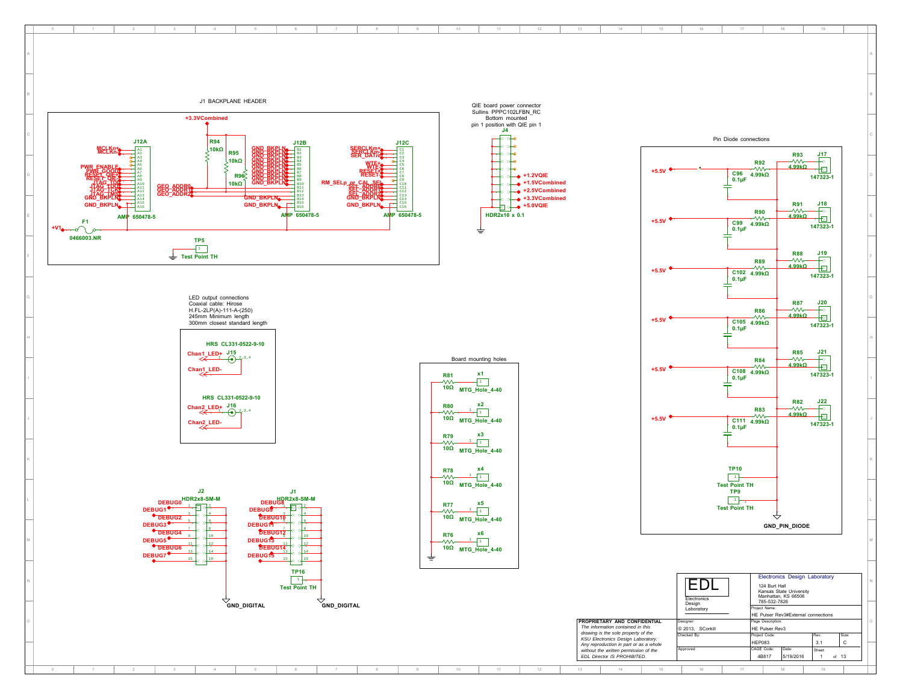## J1 BACKPLANE HEADER

+3.3VCombined

R94 10kΩ, R95 10kΩ, R96 10kΩ

J12A — AMP 650478-5: MCLKn+, MCLKn-, PWR_ENABLE, PWR_GOOD, RESET_QIE+, RESET_QIE-, JTAG_TDI, JTAG_TDO, JTAG_TCK, JTAG_TMS, GND_BKPLN, GND_BKPLN

J12B — AMP 650478-5: GND_BKPLN (B1–B9), GEO_ADDR0, GEO_ADDR1, GEO_ADDR2, GND_BKPLN, GND_BKPLN

J12C — AMP 650478-5: SERCLKm+, SERCLKn-, SER_DATm, WTE+, WTE-, RESET+, RESET-, RM_SELp_or_CAL_SEL, SEL_ADDR0, SEL_ADDR1, SEL_ADDR2, GND_BKPLN, GND_BKPLN

+V1, F1 0466003.NR

TP5 Test Point TH

## QIE board power connector

Sullins PPPC102LFBN_RC
Bottom mounted
pin 1 position with QIE pin 1

J4 HDR2x10 x 0.1: +1.2VQIE, +1.5VCombined, +2.5VCombined, +3.3VCombined, +5.0VQIE

## Pin Diode connections

| +5.5V | Resistor | Resistor | Capacitor | Connector |
|---|---|---|---|---|
| +5.5V | R92 4.99kΩ | R93 4.99kΩ | C96 0.1µF | J17 147323-1 |
| +5.5V | R90 4.99kΩ | R91 4.99kΩ | C99 0.1µF | J18 147323-1 |
| +5.5V | R89 4.99kΩ | R88 4.99kΩ | C102 0.1µF | J19 147323-1 |
| +5.5V | R86 4.99kΩ | R87 4.99kΩ | C105 0.1µF | J20 147323-1 |
| +5.5V | R84 4.99kΩ | R85 4.99kΩ | C108 0.1µF | J21 147323-1 |
| +5.5V | R83 4.99kΩ | R82 4.99kΩ | C111 0.1µF | J22 147323-1 |

TP10 Test Point TH, TP9 Test Point TH

GND_PIN_DIODE

## LED output connections

Coaxial cable: Hirose
H.FL-2LP(A)-111-A-(250)
245mm Minimum length
300mm closest standard length

HRS CL331-0522-9-10 — J15: Chan1_LED+, Chan1_LED-

HRS CL331-0522-9-10 — J16: Chan2_LED+, Chan2_LED-

## Board mounting holes

| Resistor | Hole |
|---|---|
| R81 10Ω | x1 MTG_Hole_4-40 |
| R80 10Ω | x2 MTG_Hole_4-40 |
| R79 10Ω | x3 MTG_Hole_4-40 |
| R78 10Ω | x4 MTG_Hole_4-40 |
| R77 10Ω | x5 MTG_Hole_4-40 |
| R76 10Ω | x6 MTG_Hole_4-40 |

J2 HDR2x8-SM-M: DEBUG0, DEBUG1, DEBUG2, DEBUG3, DEBUG4, DEBUG5, DEBUG6, DEBUG7 — GND_DIGITAL

J1 HDR2x8-SM-M: DEBUG8, DEBUG9, DEBUG10, DEBUG11, DEBUG12, DEBUG13, DEBUG14, DEBUG15 — GND_DIGITAL

TP16 Test Point TH

---

**EDL** Electronics Design Laboratory

Electronics Design Laboratory
124 Burt Hall
Kansas State University
Manhattan, KS 66506
785-532-7826

**PROPRIETARY AND CONFIDENTIAL**
*The information contained in this drawing is the sole property of the KSU Electronics Design Laboratory. Any reproduction in part or as a whole without the written permission of the EDL Director IS PROHIBITED.*

| Field | Value |
|---|---|
| Project Name | HE Pulser Rev3#External connections |
| Designer | © 2013, SCorkill |
| Page Description | HE Pulser Rev3 |
| Checked By | |
| Project Code | HEP083 |
| Rev | 3.1 |
| Size | C |
| Approved | |
| CAGE Code | 4B817 |
| Date | 5/19/2016 |
| Sheet | 1 of 13 |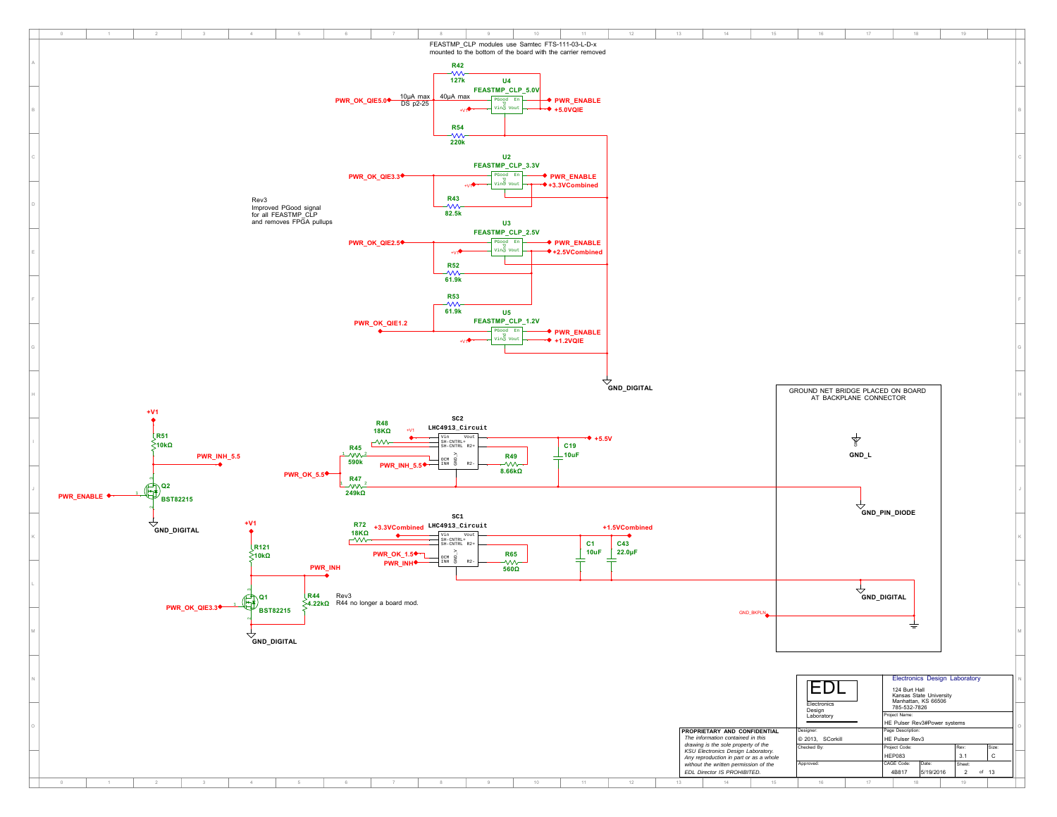FEASTMP_CLP modules use Samtec FTS-111-03-L-D-x
mounted to the bottom of the board with the carrier removed

R42
127k

U4
FEASTMP_CLP_5.0V

PWR_OK_QIE5.0

10µA max
DS p2-25

40µA max

PGood En
Vin Vout

+V1

PWR_ENABLE
+5.0VQIE

R54
220k

U2
FEASTMP_CLP_3.3V

PWR_OK_QIE3.3

PWR_ENABLE
+3.3VCombined

R43
82.5k

Rev3
Improved PGood signal
for all FEASTMP_CLP
and removes FPGA pullups

U3
FEASTMP_CLP_2.5V

PWR_OK_QIE2.5

PWR_ENABLE
+2.5VCombined

R52
61.9k

R53
61.9k

U5
FEASTMP_CLP_1.2V

PWR_OK_QIE1.2

PWR_ENABLE
+1.2VQIE

GND_DIGITAL

GROUND NET BRIDGE PLACED ON BOARD
AT BACKPLANE CONNECTOR

GND_L

GND_PIN_DIODE

GND_DIGITAL

GND_BKPLN

+V1

R51
10kΩ

PWR_INH_5.5

Q2
BST82215

PWR_ENABLE

GND_DIGITAL

R48
18KΩ

SC2
LHC4913_Circuit

Vin Vout
SH-CNTRL+
SH-CNTRL R2+
OCM
INH GND_V R2-

+5.5V

C19
10uF

R45
590k

PWR_INH_5.5

R49
8.66kΩ

PWR_OK_5.5

R47
249kΩ

+V1

R121
10kΩ

R72
18KΩ

+3.3VCombined

SC1
LHC4913_Circuit

+1.5VCombined

C1
10uF

C43
22.0µF

PWR_OK_1.5

PWR_INH

R65
560Ω

PWR_INH

Q1
BST82215

PWR_OK_QIE3.3

R44
4.22kΩ

Rev3
R44 no longer a board mod.

GND_DIGITAL

**PROPRIETARY AND CONFIDENTIAL**
*The information contained in this drawing is the sole property of the KSU Electronics Design Laboratory. Any reproduction in part or as a whole without the written permission of the EDL Director IS PROHIBITED.*

EDL
Electronics Design Laboratory

Electronics Design Laboratory
124 Burt Hall
Kansas State University
Manhattan, KS 66506
785-532-7826

| | |
|---|---|
| Project Name: | HE Pulser Rev3#Power systems |
| Designer: © 2013, SCorkill | Page Description: HE Pulser Rev3 |
| Checked By: | Project Code: HEP083 / Rev: 3.1 / Size: C |
| Approved: | CAGE Code: 4B817 / Date: 5/19/2016 / Sheet: 2 of 13 |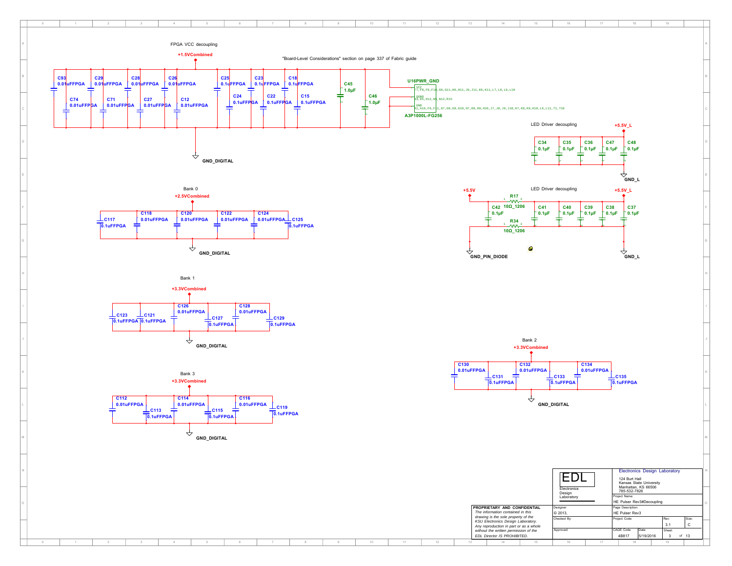## FPGA VCC decoupling

+1.5VCombined

"Board-Level Considerations" section on page 337 of Fabric guide

C93 0.01uFFPGA, C29 0.01uFFPGA, C28 0.01uFFPGA, C26 0.01uFFPGA, C25 0.1uFFPGA, C23 0.1uFFPGA, C18 0.1uFFPGA, C45 1.0µF

C74 0.01uFFPGA, C71 0.01uFFPGA, C27 0.01uFFPGA, C12 0.01uFFPGA, C24 0.1uFFPGA, C22 0.1uFFPGA, C15 0.1uFFPGA, C46 1.0µF

GND_DIGITAL

U16PWR_GND

VCC F7,F8,F9,F10,G6,G11,H6,H11,J6,J11,K6,K11,L7,L8,L9,L10

QGND E3,E5,D12,N5,N12,R15

GND A1,A16,F6,F11,G7,G8,G9,G10,H7,H8,H9,H10,J7,J8,J9,J10,K7,K8,K9,K10,L6,L11,T1,T16

A3P1000L-FG256

## LED Driver decoupling

+5.5V_L

C34 0.1µF, C35 0.1µF, C36 0.1µF, C47 0.1µF, C48 0.1µF

GND_L

## Bank 0

+2.5VCombined

C117 0.1uFFPGA, C118 0.01uFFPGA, C120 0.01uFFPGA, C122 0.01uFFPGA, C124 0.01uFFPGA, C125 0.1uFFPGA

GND_DIGITAL

## LED Driver decoupling

+5.5V

R17 10Ω_1206

R34 10Ω_1206

+5.5V_L

C42 0.1µF, C41 0.1µF, C40 0.1µF, C39 0.1µF, C38 0.1µF, C37 0.1µF

GND_PIN_DIODE

GND_L

## Bank 1

+3.3VCombined

C123 0.1uFFPGA, C121 0.1uFFPGA, C126 0.01uFFPGA, C127 0.1uFFPGA, C128 0.01uFFPGA, C129 0.1uFFPGA

GND_DIGITAL

## Bank 2

+3.3VCombined

C130 0.01uFFPGA, C131 0.1uFFPGA, C132 0.01uFFPGA, C133 0.1uFFPGA, C134 0.01uFFPGA, C135 0.1uFFPGA

GND_DIGITAL

## Bank 3

+3.3VCombined

C112 0.01uFFPGA, C113 0.1uFFPGA, C114 0.01uFFPGA, C115 0.1uFFPGA, C116 0.01uFFPGA, C119 0.1uFFPGA

GND_DIGITAL

---

**PROPRIETARY AND CONFIDENTIAL**

*The information contained in this drawing is the sole property of the KSU Electronics Design Laboratory. Any reproduction in part or as a whole without the written permission of the EDL Director IS PROHIBITED.*

EDL Electronics Design Laboratory

Electronics Design Laboratory
124 Burt Hall
Kansas State University
Manhattan, KS 66506
785-532-7826

| Field | Value |
|---|---|
| Project Name: | HE Pulser Rev3#Decoupling |
| Designer: | © 2013, |
| Page Description: | HE Pulser Rev3 |
| Checked By: | |
| Project Code: | |
| Rev: | 3.1 |
| Size: | C |
| Approved: | |
| CAGE Code: | 4B817 |
| Date: | 5/19/2016 |
| Sheet: | 3 of 13 |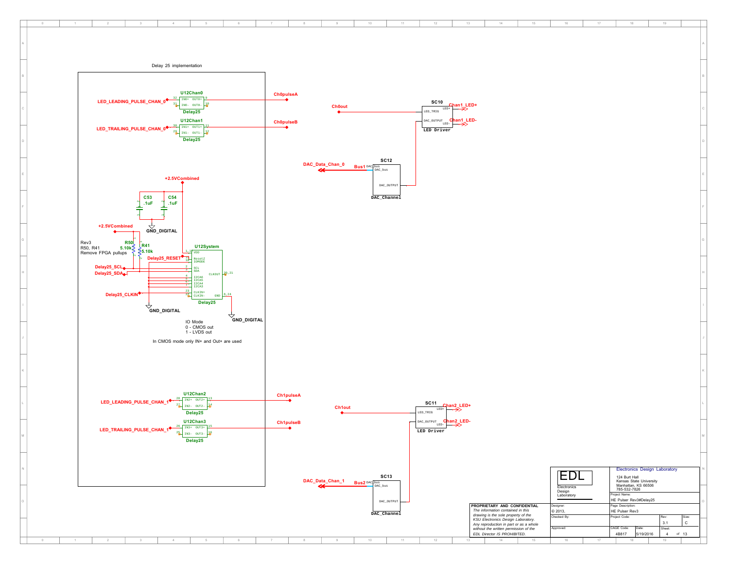Delay 25 implementation

U12Chan0 (Delay25)

- LED_LEADING_PULSE_CHAN_0 — 32 IN0+ / 31 IN0- — OUT0+ 9 / OUT0- 10 — Ch0pulseA

U12Chan1 (Delay25)

- LED_TRAILING_PULSE_CHAN_0 — 30 IN1+ / 29 IN1- — OUT1+ 11 / OUT1- 12 — Ch0pulseB

+2.5VCombined

C53 .1uF, C54 .1uF — GND_DIGITAL

+2.5VCombined

Rev3
R50, R41
Remove FPGA pullups

R50 5.10k, R41 5.10k

U12System (Delay25)

- 1,17 VDD
- Delay25_RESET — 19 ResetZ
- 18 IOMODE
- Delay25_SCL — 2 SCL
- Delay25_SDA — 3 SDA
- 4 I2CA6
- 5 I2CA5
- 6 I2CA4
- 7 I2CA3
- Delay25_CLKIN — 23 CLKIN+
- 22 CLKIN-
- CLKOUT 20,21
- GND 8,24

GND_DIGITAL

IO Mode
0 - CMOS out
1 - LVDS out

In CMOS mode only IN+ and Out+ are used

U12Chan2 (Delay25)

- LED_LEADING_PULSE_CHAN_1 — 28 IN2+ / 27 IN2- — OUT2+ 13 / OUT2- 14 — Ch1pulseA

U12Chan3 (Delay25)

- LED_TRAILING_PULSE_CHAN_1 — 26 IN3+ / 25 IN3- — OUT3+ 15 / OUT3- 16 — Ch1pulseB

SC10 (LED Driver)

- Ch0out — LED_TRIG
- DAC_OUTPUT
- LED+ — Chan1_LED+
- LED- — Chan1_LED-

SC12 (DAC_Channel)

- DAC_Data_Chan_0 — Bus1 DAC bus — DAC_bus
- DAC_OUTPUT

SC11 (LED Driver)

- Ch1out — LED_TRIG
- DAC_OUTPUT
- LED+ — Chan2_LED+
- LED- — Chan2_LED-

SC13 (DAC_Channel)

- DAC_Data_Chan_1 — Bus2 DAC bus — DAC_bus
- DAC_OUTPUT

**PROPRIETARY AND CONFIDENTIAL**
*The information contained in this drawing is the sole property of the KSU Electronics Design Laboratory. Any reproduction in part or as a whole without the written permission of the EDL Director IS PROHIBITED.*

EDL
Electronics Design Laboratory

Electronics Design Laboratory
124 Burt Hall
Kansas State University
Manhattan, KS 66506
785-532-7826

| Designer: | Project Name: | | | |
|---|---|---|---|---|
| © 2013, | HE Pulser Rev3#Delay25 | | | |
| Checked By: | Page Description: | | | |
| | HE Pulser Rev3 | | | |
| | Project Code: | | Rev: | Size: |
| | | | 3.1 | C |
| Approved: | CAGE Code: | Date: | Sheet: | |
| | 4B817 | 5/19/2016 | 4 of 13 | |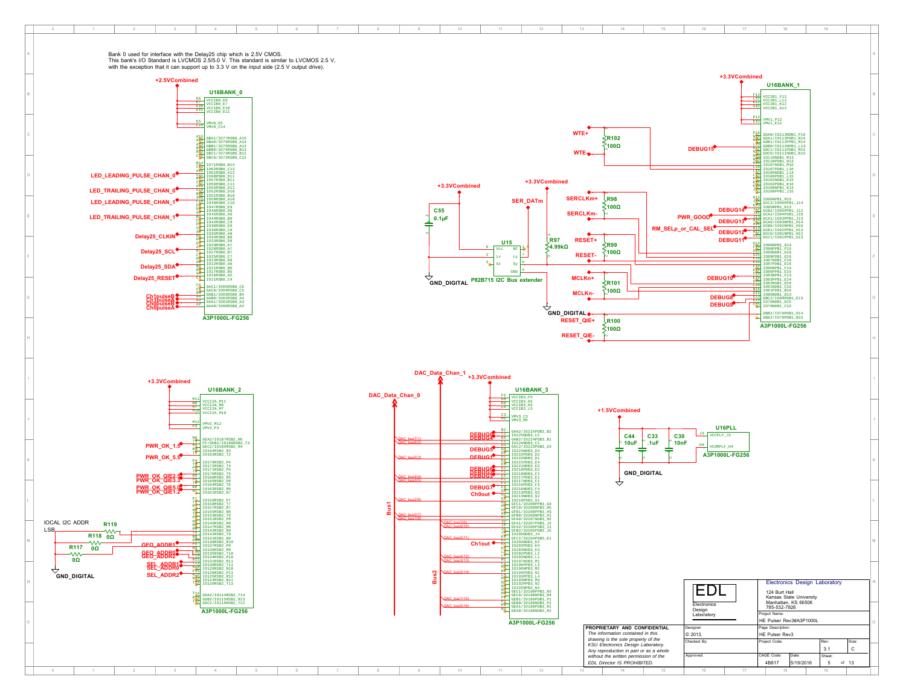Bank 0 used for interface with the Delay25 chip which is 2.5V CMOS.
This bank's I/O Standard is LVCMOS 2.5/5.0 V. This standard is similar to LVCMOS 2.5 V,
with the exception that it can support up to 3.3 V on the input side (2.5 V output drive).

+2.5VCombined

U16BANK_0

LED_LEADING_PULSE_CHAN_0
LED_TRAILING_PULSE_CHAN_0
LED_LEADING_PULSE_CHAN_1
LED_TRAILING_PULSE_CHAN_1
Delay25_CLKIN
Delay25_SCL
Delay25_SDA
Delay25_RESET
Ch1pulseB
Ch1pulseA
Ch0pulseB
Ch0pulseA

A3P1000L-FG256

+3.3VCombined

C55 0.1µF

U15
P82B715 I2C Bus extender

SER_DATm

R97 4.99kΩ

GND_DIGITAL

WTE+ R102 100Ω WTE-
SERCLKm+ R98 100Ω SERCLKm-
RESET+ R99 100Ω RESET-
MCLKn+ R101 100Ω MCLKn-
RESET_QIE+ R100 100Ω RESET_QIE-

+3.3VCombined

U16BANK_1

DEBUG15
DEBUG14
PWR_GOOD
DEBUG13
RM_SELp_or_CAL_SEL
DEBUG12
DEBUG11
DEBUG10
DEBUG8
DEBUG9

A3P1000L-FG256

+3.3VCombined

U16BANK_2

PWR_OK_1.5
PWR_OK_5.5
PWR_OK_QIE2.5
PWR_OK_QIE3.3
PWR_OK_QIE5.0
PWR_OK_QIE1.2

IOCAL I2C ADDR LSB
R119 0Ω
R118 0Ω
R117 0Ω

GEO_ADDR1
GEO_ADDR0
GEO_ADDR2
SEL_ADDR1
SEL_ADDR0
SEL_ADDR2

GND_DIGITAL

A3P1000L-FG256

DAC_Data_Chan_1
DAC_Data_Chan_0
+3.3VCombined

U16BANK_3

Bus1
Bus2

DEBUG4 DEBUG3 DEBUG5 DEBUG1 DEBUG6 DEBUG2 DEBUG0 DEBUG7
Ch0out
Ch1out

A3P1000L-FG256

+1.5VCombined

C44 10uF
C33 .1uF
C30 10nF

U16PLL
VCCPLF_J3
VCOMPLF_H4
A3P1000L-FG256

GND_DIGITAL

**PROPRIETARY AND CONFIDENTIAL**
*The information contained in this drawing is the sole property of the KSU Electronics Design Laboratory. Any reproduction in part or as a whole without the written permission of the EDL Director IS PROHIBITED.*

| | | | | | |
|---|---|---|---|---|---|
| EDL Electronics Design Laboratory | Electronics Design Laboratory<br>124 Burt Hall<br>Kansas State University<br>Manhattan, KS 66506<br>785-532-7826 | | | | |
| | Project Name: HE Pulser Rev3#A3P1000L | | | | |
| Designer: © 2013, | Page Description: HE Pulser Rev3 | | | | |
| Checked By: | Project Code: | | Rev: 3.1 | | Size: C |
| Approved: | CAGE Code: 4B817 | Date: 5/19/2016 | Sheet: 5 of 13 | | |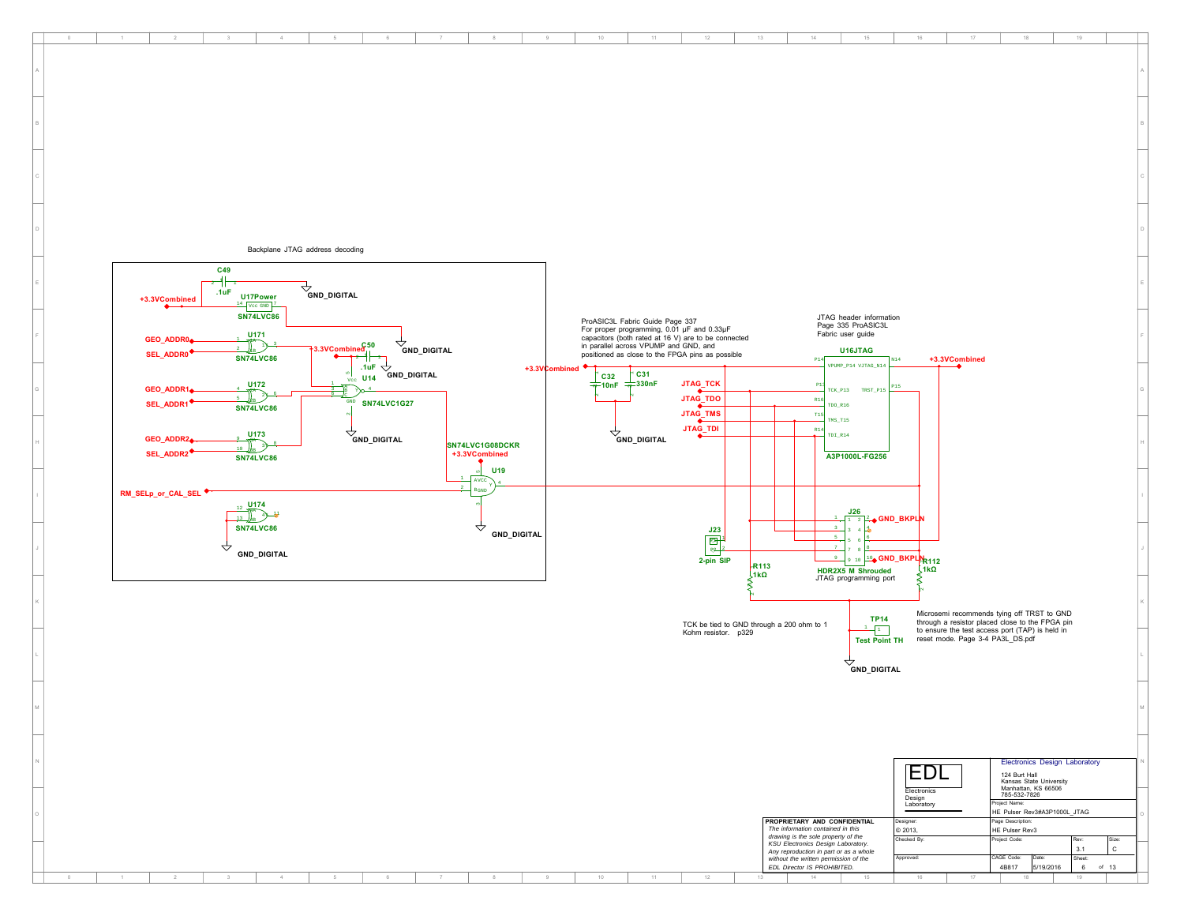Backplane JTAG address decoding

C49 .1uF

+3.3VCombined

U17Power SN74LVC86

GND_DIGITAL

GEO_ADDR0

SEL_ADDR0

U171 SN74LVC86

+3.3VCombined

C50 .1uF

GND_DIGITAL

U14 SN74LVC1G27

GEO_ADDR1

SEL_ADDR1

U172 SN74LVC86

GEO_ADDR2

SEL_ADDR2

U173 SN74LVC86

GND_DIGITAL

SN74LVC1G08DCKR

+3.3VCombined

U19

RM_SELp_or_CAL_SEL

U174 SN74LVC86

GND_DIGITAL

GND_DIGITAL

ProASIC3L Fabric Guide Page 337
For proper programming, 0.01 µF and 0.33µF capacitors (both rated at 16 V) are to be connected in parallel across VPUMP and GND, and positioned as close to the FPGA pins as possible

JTAG header information
Page 335 ProASIC3L
Fabric user guide

+3.3VCombined

C32 10nF

C31 330nF

GND_DIGITAL

U16JTAG

VPUMP_P14 VJTAG_N14

TCK_P13 TRST_P15

TDO_R16

TMS_T15

TDI_R14

A3P1000L-FG256

+3.3VCombined

JTAG_TCK

JTAG_TDO

JTAG_TMS

JTAG_TDI

J26

GND_BKPLN

GND_BKPLN

HDR2X5 M Shrouded
JTAG programming port

J23 2-pin SIP

R113 1kΩ

R112 1kΩ

TP14 Test Point TH

GND_DIGITAL

TCK be tied to GND through a 200 ohm to 1 Kohm resistor. p329

Microsemi recommends tying off TRST to GND through a resistor placed close to the FPGA pin to ensure the test access port (TAP) is held in reset mode. Page 3-4 PA3L_DS.pdf

**PROPRIETARY AND CONFIDENTIAL**
*The information contained in this drawing is the sole property of the KSU Electronics Design Laboratory. Any reproduction in part or as a whole without the written permission of the EDL Director IS PROHIBITED.*

EDL Electronics Design Laboratory

Electronics Design Laboratory
124 Burt Hall
Kansas State University
Manhattan, KS 66506
785-532-7826

| Designer: © 2013, | Project Name: HE Pulser Rev3#A3P1000L_JTAG | | | |
|---|---|---|---|---|
| Checked By: | Page Description: HE Pulser Rev3 | | | |
| | Project Code: | | Rev: 3.1 | Size: C |
| Approved: | CAGE Code: 4B817 | Date: 5/19/2016 | Sheet: 6 of 13 | |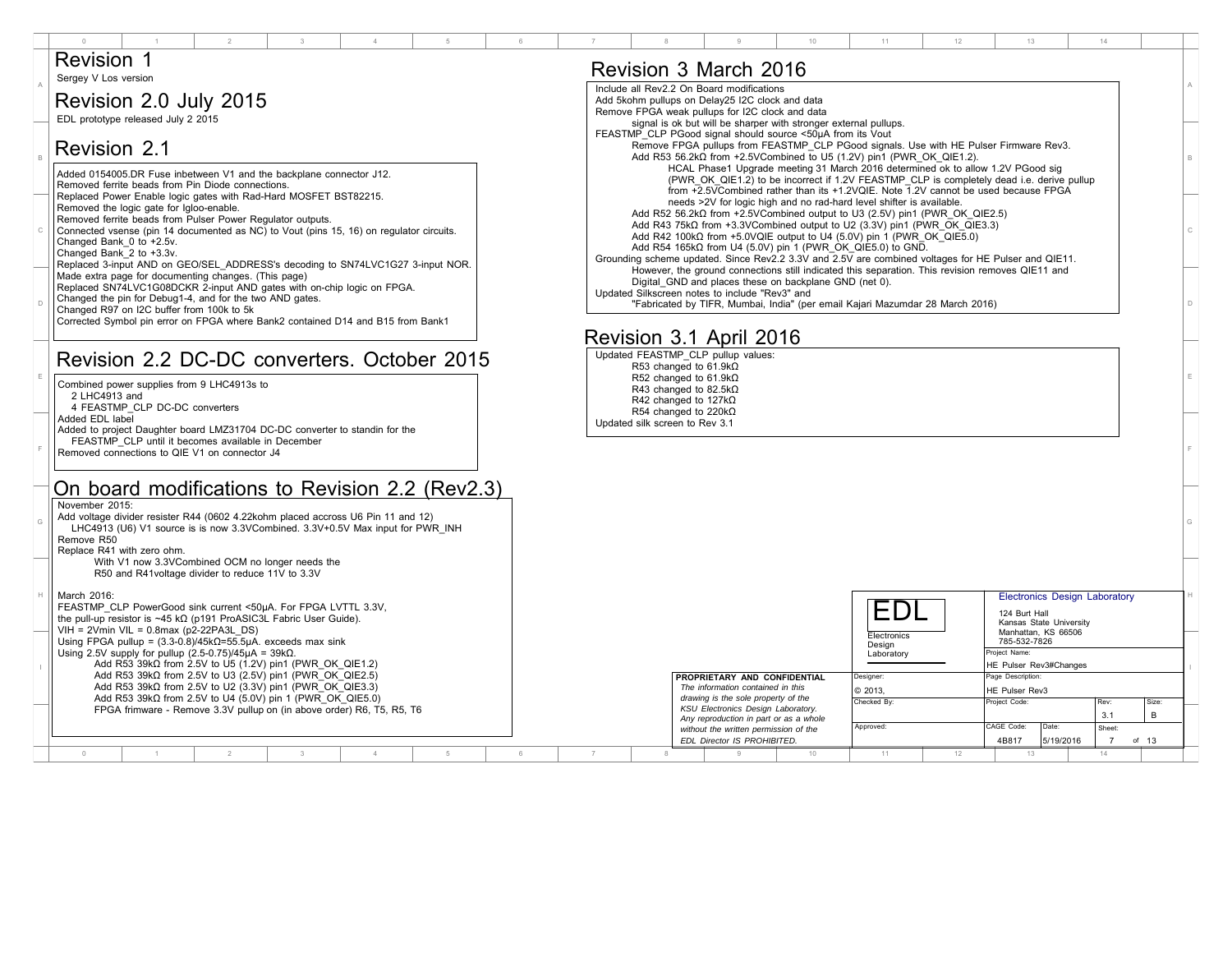# Revision 1

Sergey V Los version

# Revision 2.0 July 2015

EDL prototype released July 2 2015

# Revision 2.1

Added 0154005.DR Fuse inbetween V1 and the backplane connector J12.
Removed ferrite beads from Pin Diode connections.
Replaced Power Enable logic gates with Rad-Hard MOSFET BST82215.
Removed the logic gate for Igloo-enable.
Removed ferrite beads from Pulser Power Regulator outputs.
Connected vsense (pin 14 documented as NC) to Vout (pins 15, 16) on regulator circuits.
Changed Bank_0 to +2.5v.
Changed Bank_2 to +3.3v.
Replaced 3-input AND on GEO/SEL_ADDRESS's decoding to SN74LVC1G27 3-input NOR.
Made extra page for documenting changes. (This page)
Replaced SN74LVC1G08DCKR 2-input AND gates with on-chip logic on FPGA.
Changed the pin for Debug1-4, and for the two AND gates.
Changed R97 on I2C buffer from 100k to 5k
Corrected Symbol pin error on FPGA where Bank2 contained D14 and B15 from Bank1

# Revision 2.2 DC-DC converters. October 2015

Combined power supplies from 9 LHC4913s to
  2 LHC4913 and
  4 FEASTMP_CLP DC-DC converters
Added EDL label
Added to project Daughter board LMZ31704 DC-DC converter to standin for the
  FEASTMP_CLP until it becomes available in December
Removed connections to QIE V1 on connector J4

# On board modifications to Revision 2.2 (Rev2.3)

November 2015:
Add voltage divider resister R44 (0602 4.22kohm placed accross U6 Pin 11 and 12)
  LHC4913 (U6) V1 source is now 3.3VCombined. 3.3V+0.5V Max input for PWR_INH
Remove R50
Replace R41 with zero ohm.
    With V1 now 3.3VCombined OCM no longer needs the
    R50 and R41voltage divider to reduce 11V to 3.3V

March 2016:
FEASTMP_CLP PowerGood sink current <50µA. For FPGA LVTTL 3.3V,
the pull-up resistor is ~45 kΩ (p191 ProASIC3L Fabric User Guide).
VIH = 2Vmin VIL = 0.8max (p2-22PA3L_DS)
Using FPGA pullup = (3.3-0.8)/45kΩ=55.5µA. exceeds max sink
Using 2.5V supply for pullup (2.5-0.75)/45µA = 39kΩ.
    Add R53 39kΩ from 2.5V to U5 (1.2V) pin1 (PWR_OK_QIE1.2)
    Add R53 39kΩ from 2.5V to U3 (2.5V) pin1 (PWR_OK_QIE2.5)
    Add R53 39kΩ from 2.5V to U2 (3.3V) pin1 (PWR_OK_QIE3.3)
    Add R53 39kΩ from 2.5V to U4 (5.0V) pin 1 (PWR_OK_QIE5.0)
    FPGA frimware - Remove 3.3V pullup on (in above order) R6, T5, R5, T6

# Revision 3 March 2016

Include all Rev2.2 On Board modifications
Add 5kohm pullups on Delay25 I2C clock and data
Remove FPGA weak pullups for I2C clock and data
    signal is ok but will be sharper with stronger external pullups.
FEASTMP_CLP PGood signal should source <50µA from its Vout
    Remove FPGA pullups from FEASTMP_CLP PGood signals. Use with HE Pulser Firmware Rev3.
    Add R53 56.2kΩ from +2.5VCombined to U5 (1.2V) pin1 (PWR_OK_QIE1.2).
        HCAL Phase1 Upgrade meeting 31 March 2016 determined ok to allow 1.2V PGood sig
        (PWR_OK_QIE1.2) to be incorrect if 1.2V FEASTMP_CLP is completely dead i.e. derive pullup
        from +2.5VCombined rather than its +1.2VQIE. Note 1.2V cannot be used because FPGA
        needs >2V for logic high and no rad-hard level shifter is available.
    Add R52 56.2kΩ from +2.5VCombined output to U3 (2.5V) pin1 (PWR_OK_QIE2.5)
    Add R43 75kΩ from +3.3VCombined output to U2 (3.3V) pin1 (PWR_OK_QIE3.3)
    Add R42 100kΩ from +5.0VQIE output to U4 (5.0V) pin 1 (PWR_OK_QIE5.0)
    Add R54 165kΩ from U4 (5.0V) pin 1 (PWR_OK_QIE5.0) to GND.
Grounding scheme updated. Since Rev2.2 3.3V and 2.5V are combined voltages for HE Pulser and QIE11.
    However, the ground connections still indicated this separation. This revision removes QIE11 and
    Digital_GND and places these on backplane GND (net 0).
Updated Silkscreen notes to include "Rev3" and
    "Fabricated by TIFR, Mumbai, India" (per email Kajari Mazumdar 28 March 2016)

# Revision 3.1 April 2016

Updated FEASTMP_CLP pullup values:
    R53 changed to 61.9kΩ
    R52 changed to 61.9kΩ
    R43 changed to 82.5kΩ
    R42 changed to 127kΩ
    R54 changed to 220kΩ
Updated silk screen to Rev 3.1

**PROPRIETARY AND CONFIDENTIAL**
*The information contained in this drawing is the sole property of the KSU Electronics Design Laboratory. Any reproduction in part or as a whole without the written permission of the EDL Director IS PROHIBITED.*

EDL — Electronics Design Laboratory
Electronics Design Laboratory, 124 Burt Hall, Kansas State University, Manhattan, KS 66506, 785-532-7826

| Field | Value |
|---|---|
| Designer: | © 2013, |
| Project Name: | HE Pulser Rev3#Changes |
| Page Description: | HE Pulser Rev3 |
| Rev: | 3.1 |
| Size: | B |
| CAGE Code: | 4B817 |
| Date: | 5/19/2016 |
| Sheet: | 7 of 13 |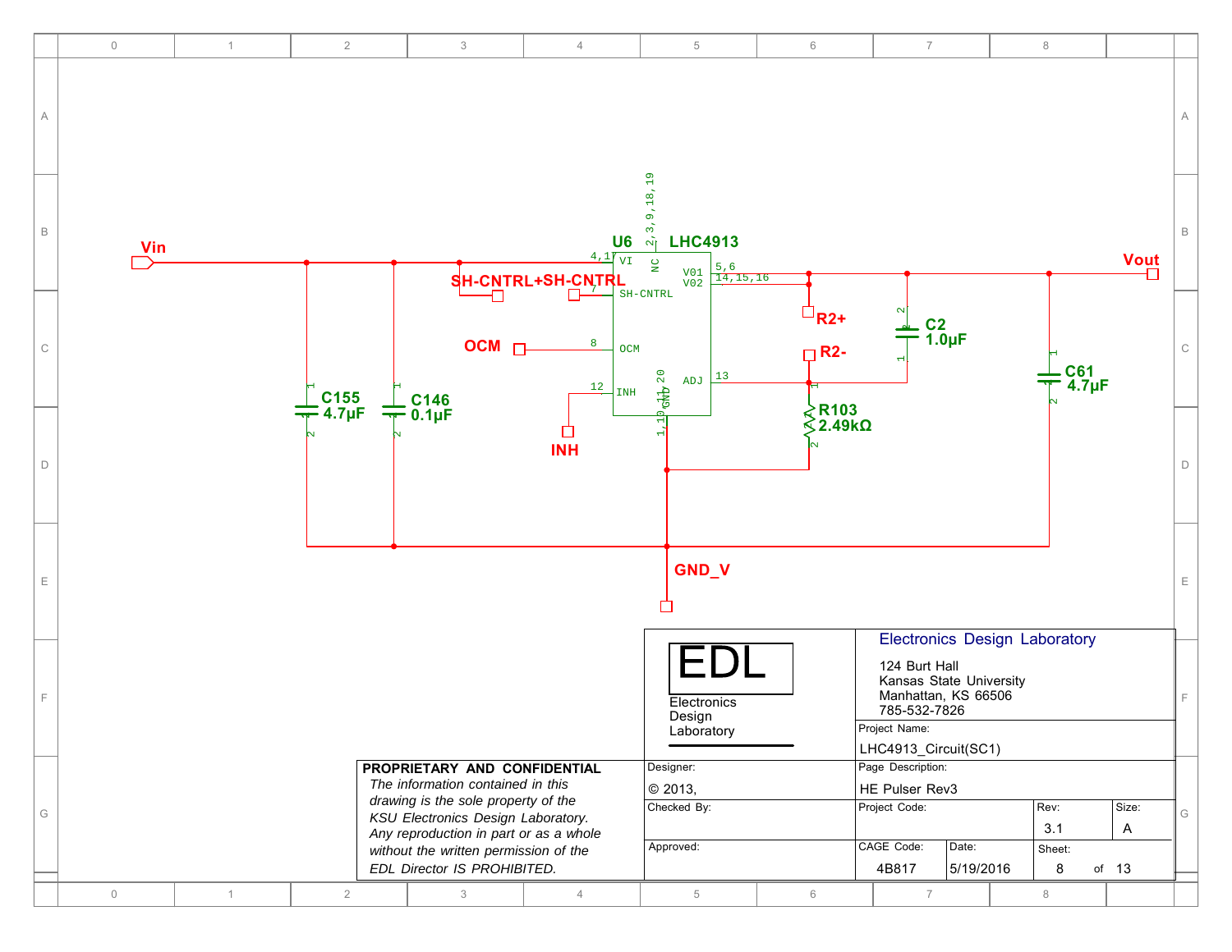Vin

U6 LHC4913

4,17 VI

NC 2,3,9,18,19

VO1 5,6
VO2 14,15,16

7 SH-CNTRL

8 OCM

12 INH

ADJ 13

GND 1,10,11,20

SH-CNTRL+SH-CNTRL

OCM

INH

R2+

R2-

R103 2.49kΩ

C2 1.0µF

C61 4.7µF

C155 4.7µF

C146 0.1µF

Vout

GND_V

EDL

Electronics Design Laboratory

**Electronics Design Laboratory**

124 Burt Hall
Kansas State University
Manhattan, KS 66506
785-532-7826

**PROPRIETARY AND CONFIDENTIAL**

*The information contained in this drawing is the sole property of the KSU Electronics Design Laboratory. Any reproduction in part or as a whole without the written permission of the EDL Director IS PROHIBITED.*

| Field | Value |
| --- | --- |
| Project Name: | LHC4913_Circuit(SC1) |
| Designer: | © 2013, |
| Page Description: | HE Pulser Rev3 |
| Checked By: | |
| Project Code: | |
| Rev: | 3.1 |
| Size: | A |
| Approved: | |
| CAGE Code: | 4B817 |
| Date: | 5/19/2016 |
| Sheet: | 8 of 13 |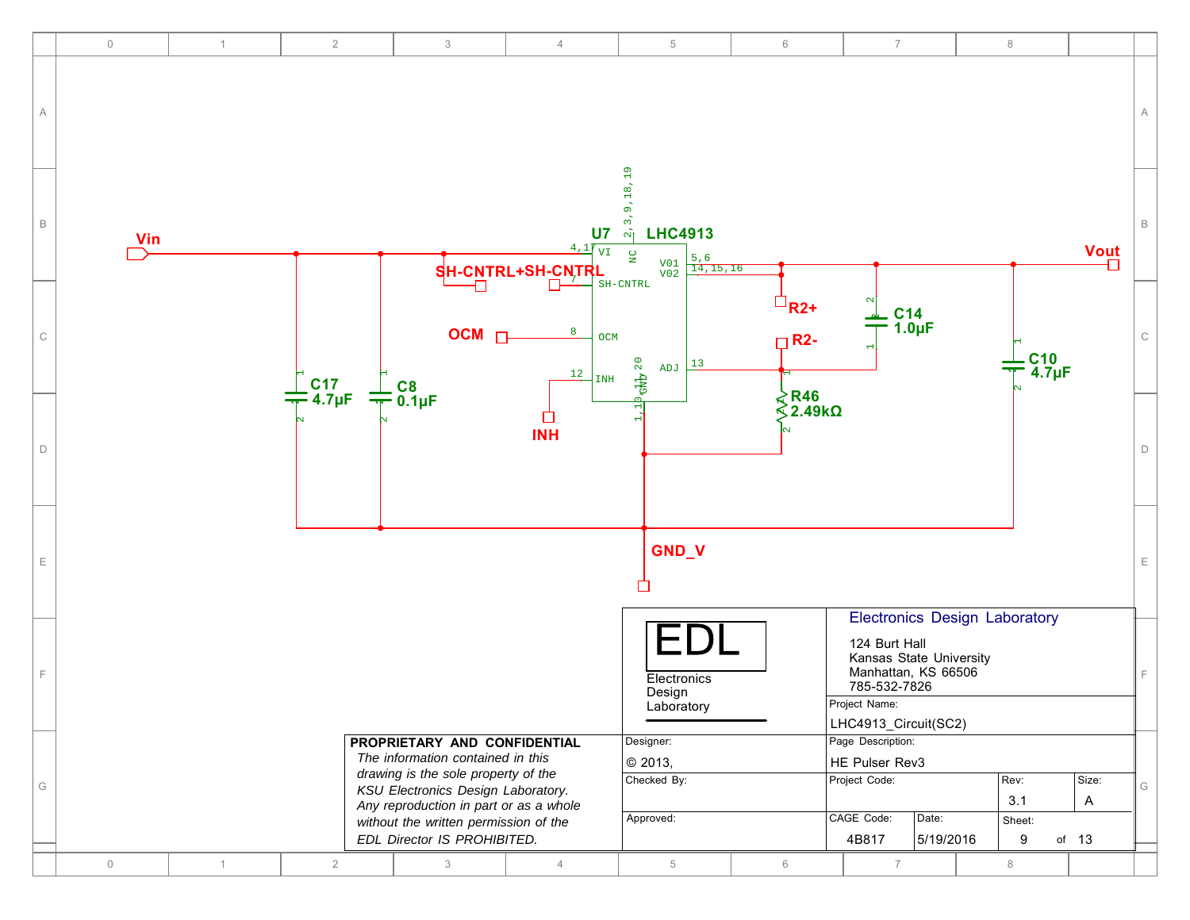U7 LHC4913

Vin, Vout, SH-CNTRL, SH-CNTRL, OCM, INH, R2+, R2-, GND_V

C17 4.7µF

C8 0.1µF

C14 1.0µF

C10 4.7µF

R46 2.49kΩ

VI (4,17), NC (2,3,9,18,19), SH-CNTRL (7), OCM (8), INH (12), GND (1,10,11,20), V01 (5,6), V02 (14,15,16), ADJ (13)

EDL

Electronics Design Laboratory

**Electronics Design Laboratory**

124 Burt Hall
Kansas State University
Manhattan, KS 66506
785-532-7826

**PROPRIETARY AND CONFIDENTIAL**

*The information contained in this drawing is the sole property of the KSU Electronics Design Laboratory. Any reproduction in part or as a whole without the written permission of the EDL Director IS PROHIBITED.*

| Field | Value |
|---|---|
| Project Name: | LHC4913_Circuit(SC2) |
| Designer: | © 2013, |
| Page Description: | HE Pulser Rev3 |
| Checked By: | |
| Project Code: | |
| Rev: | 3.1 |
| Size: | A |
| Approved: | |
| CAGE Code: | 4B817 |
| Date: | 5/19/2016 |
| Sheet: | 9 of 13 |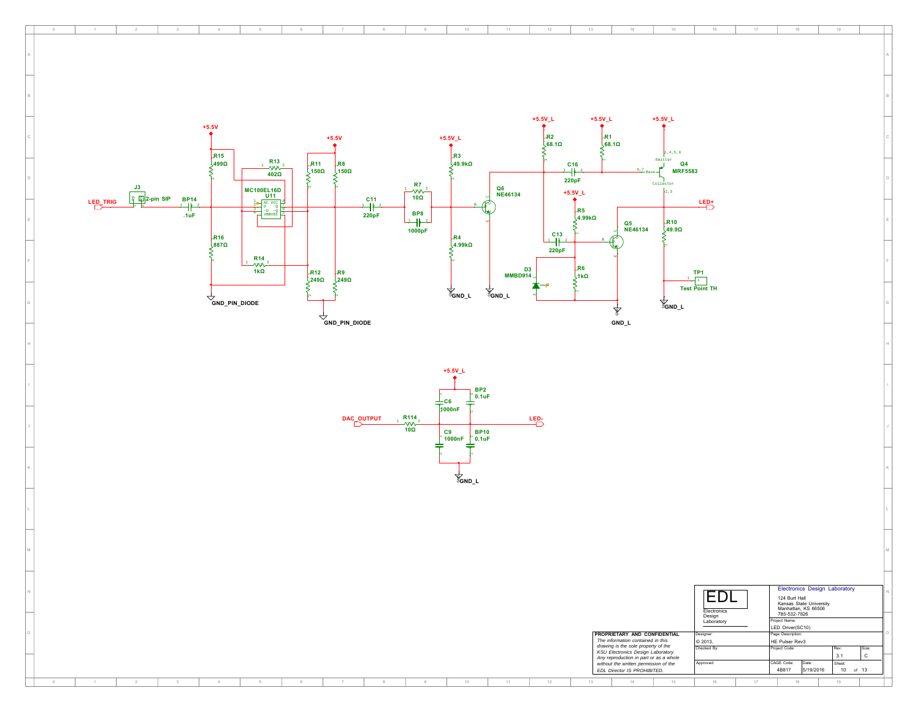**PROPRIETARY AND CONFIDENTIAL**

*The information contained in this drawing is the sole property of the KSU Electronics Design Laboratory. Any reproduction in part or as a whole without the written permission of the EDL Director IS PROHIBITED.*

| | | | | |
|---|---|---|---|---|
| EDL Electronics Design Laboratory | Electronics Design Laboratory<br>124 Burt Hall<br>Kansas State University<br>Manhattan, KS 66506<br>785-532-7826 | | | |
| | Project Name: LED Driver(SC10) | | | |
| Designer: © 2013, | Page Description: HE Pulser Rev3 | | | |
| Checked By: | Project Code: | | Rev: 3.1 | Size: C |
| Approved: | CAGE Code: 4B817 | Date: 5/19/2016 | Sheet: 10 of 13 | |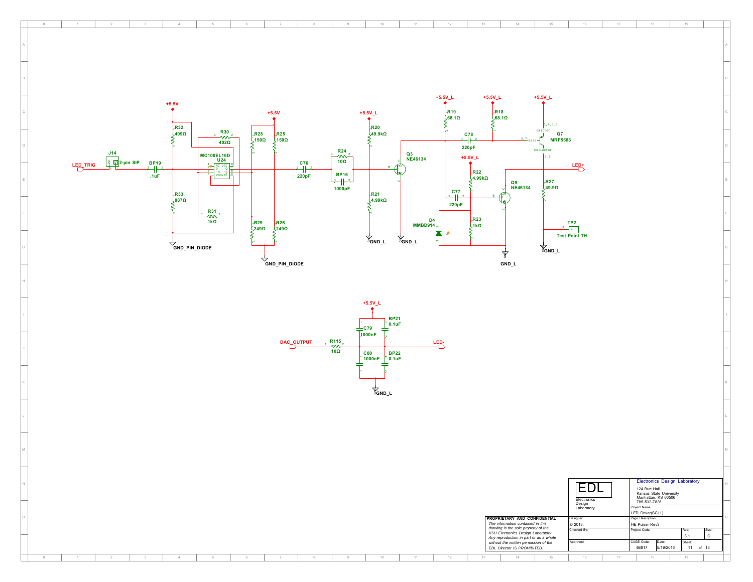+5.5V

R32
499Ω

R33
887Ω

GND_PIN_DIODE

LED_TRIG

J14
2-pin SIP

BP19
.1uF

R30
402Ω

MC100EL16D
U24

R31
1kΩ

+5.5V

R28
150Ω

R25
150Ω

R29
249Ω

R26
249Ω

GND_PIN_DIODE

C76
220pF

R24
10Ω

BP16
1000pF

+5.5V_L

R20
49.9kΩ

R21
4.99kΩ

GND_L

Q3
NE46134

GND_L

+5.5V_L

R19
68.1Ω

+5.5V_L

R18
68.1Ω

C78
220pF

+5.5V_L

R22
4.99kΩ

C77
220pF

D4
MMBD914

R23
1kΩ

Q9
NE46134

GND_L

+5.5V_L

Q7
MRF5583

Emitter

Base

Collector

R27
49.9Ω

LED+

TP2
Test Point TH

GND_L

+5.5V_L

DAC_OUTPUT

R115
10Ω

C79
1000nF

BP21
0.1uF

C80
1000nF

BP22
0.1uF

LED-

GND_L

**PROPRIETARY AND CONFIDENTIAL**
*The information contained in this drawing is the sole property of the KSU Electronics Design Laboratory. Any reproduction in part or as a whole without the written permission of the EDL Director IS PROHIBITED.*

EDL
Electronics Design Laboratory

Electronics Design Laboratory
124 Burt Hall
Kansas State University
Manhattan, KS 66506
785-532-7826

| | |
|---|---|
| Designer: | Project Name: LED Driver(SC11) |
| © 2013, | Page Description: HE Pulser Rev3 |
| Checked By: | Project Code: |
| Approved: | CAGE Code: 4B817 |

| Rev: | Size: |
|---|---|
| 3.1 | C |

Date: 5/19/2016

Sheet: 11 of 13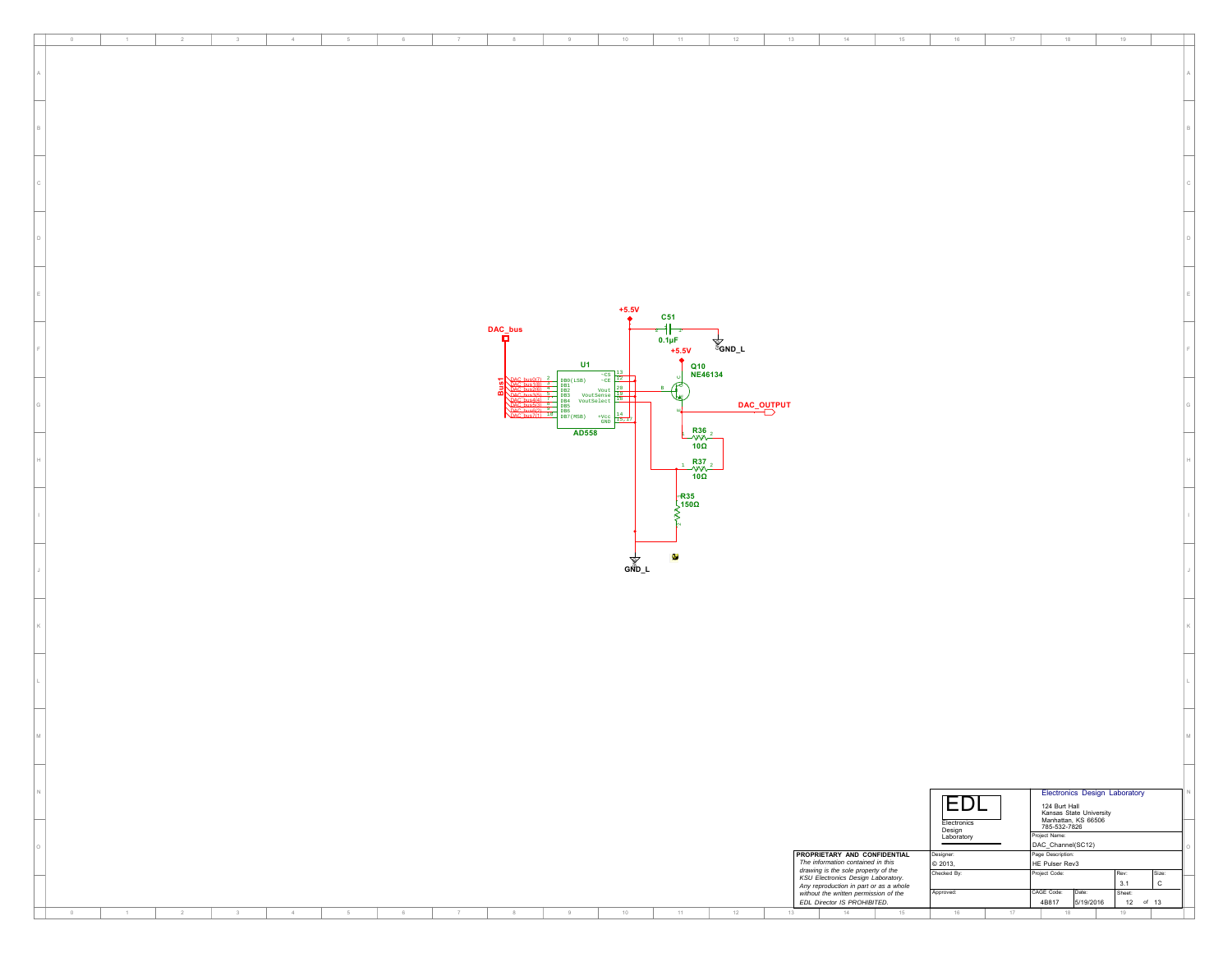DAC_bus

Bus1

DAC_bus0(7)
DAC_bus1(8)
DAC_bus2(6)
DAC_bus3(5)
DAC_bus4(4)
DAC_bus5(3)
DAC_bus6(2)
DAC_bus7(1)

U1

AD558

DB0(LSB), DB1, DB2, DB3, DB4, DB5, DB6, DB7(MSB), ~CS, ~CE, Vout, VoutSense, VoutSelect, +Vcc, GND

+5.5V

C51
0.1µF

GND_L

+5.5V

Q10
NE46134

DAC_OUTPUT

R36
10Ω

R37
10Ω

R35
150Ω

GND_L

| | |
|---|---|
| **PROPRIETARY AND CONFIDENTIAL** | |
| *The information contained in this drawing is the sole property of the KSU Electronics Design Laboratory. Any reproduction in part or as a whole without the written permission of the EDL Director IS PROHIBITED.* | |

EDL — Electronics Design Laboratory

Electronics Design Laboratory
124 Burt Hall
Kansas State University
Manhattan, KS 66506
785-532-7826

| Field | Value |
|---|---|
| Project Name: | DAC_Channel(SC12) |
| Page Description: | HE Pulser Rev3 |
| Designer: | © 2013, |
| Checked By: | |
| Project Code: | |
| Rev: | 3.1 |
| Size: | C |
| Approved: | |
| CAGE Code: | 4B817 |
| Date: | 5/19/2016 |
| Sheet: | 12 of 13 |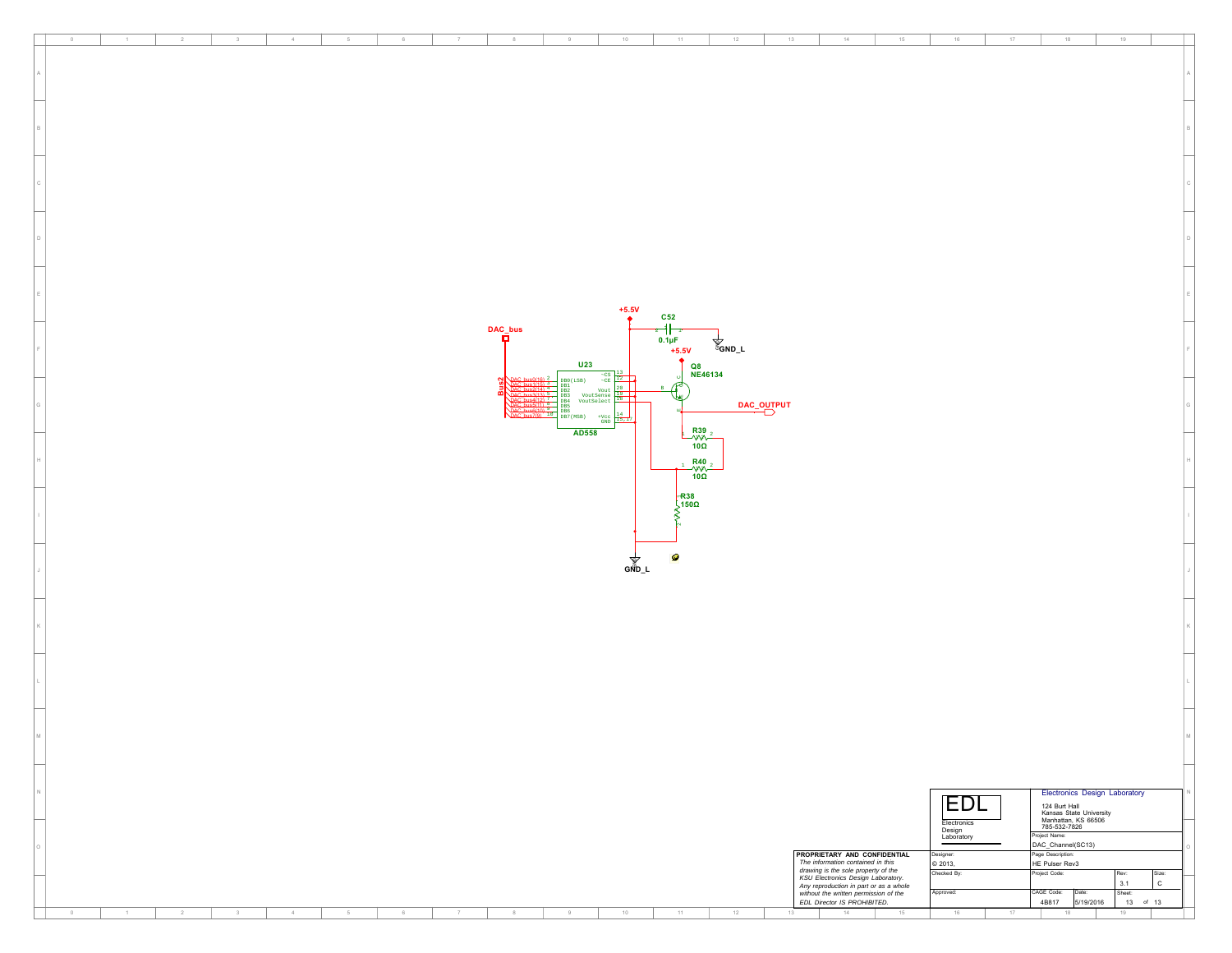DAC_bus

Bus2

DAC_bus0(16)
DAC_bus1(15)
DAC_bus2(14)
DAC_bus3(13)
DAC_bus4(12)
DAC_bus5(11)
DAC_bus6(10)
DAC_bus7(9)

U23

DB0(LSB)
DB1
DB2
DB3
DB4
DB5
DB6
DB7(MSB)

~CS
~CE
Vout
VoutSense
VoutSelect
+Vcc
GND

AD558

+5.5V

C52
0.1µF

GND_L

+5.5V

Q8
NE46134

DAC_OUTPUT

R39
10Ω

R40
10Ω

R38
150Ω

GND_L

| | |
|---|---|
| EDL<br>Electronics Design Laboratory | Electronics Design Laboratory<br>124 Burt Hall<br>Kansas State University<br>Manhattan, KS 66506<br>785-532-7826 |
| | Project Name: DAC_Channel(SC13) |
| Designer: © 2013, | Page Description: HE Pulser Rev3 |
| Checked By: | Project Code: / Rev: 3.1 / Size: C |
| Approved: | CAGE Code: 4B817 / Date: 5/19/2016 / Sheet: 13 of 13 |

**PROPRIETARY AND CONFIDENTIAL**
*The information contained in this drawing is the sole property of the KSU Electronics Design Laboratory. Any reproduction in part or as a whole without the written permission of the EDL Director IS PROHIBITED.*